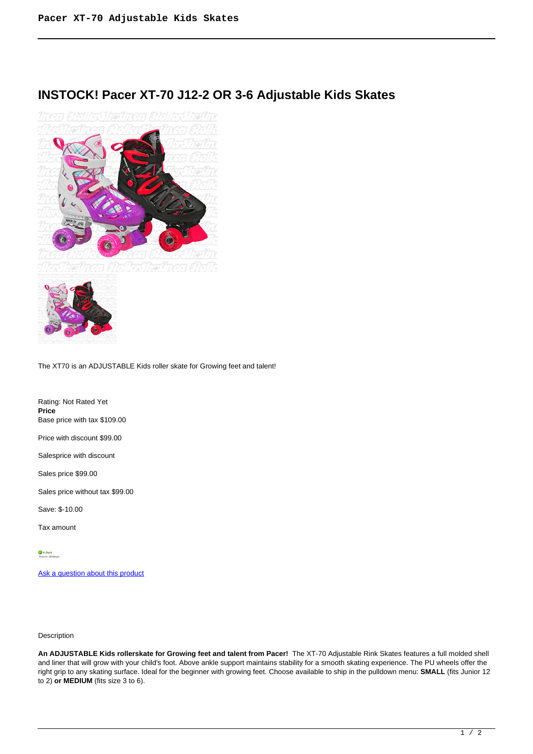# INSTOCK! Pacer XT-70 J12-2 OR 3-6 Adjustable Kids Skates

The XT70 is an ADJUSTABLE Kids roller skate for Growing feet and talent!

Rating: Not Rated Yet
**Price**
Base price with tax $109.00

Price with discount $99.00

Salesprice with discount

Sales price $99.00

Sales price without tax $99.00

Save: $-10.00

Tax amount

[Ask a question about this product]

Description

**An ADJUSTABLE Kids rollerskate for Growing feet and talent from Pacer!** The XT-70 Adjustable Rink Skates features a full molded shell and liner that will grow with your child's foot. Above ankle support maintains stability for a smooth skating experience. The PU wheels offer the right grip to any skating surface. Ideal for the beginner with growing feet. Choose available to ship in the pulldown menu: **SMALL** (fits Junior 12 to 2) **or MEDIUM** (fits size 3 to 6).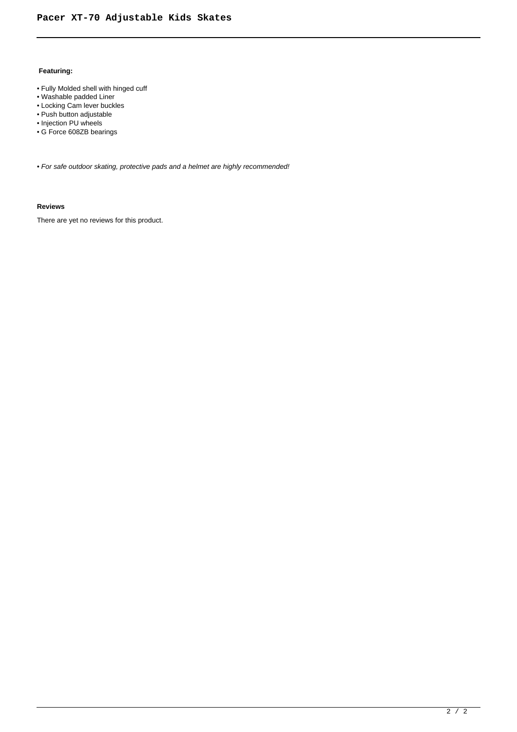**Featuring:**

- Fully Molded shell with hinged cuff
- Washable padded Liner
- Locking Cam lever buckles
- Push button adjustable
- Injection PU wheels
- G Force 608ZB bearings

• *For safe outdoor skating, protective pads and a helmet are highly recommended!*

**Reviews**

There are yet no reviews for this product.